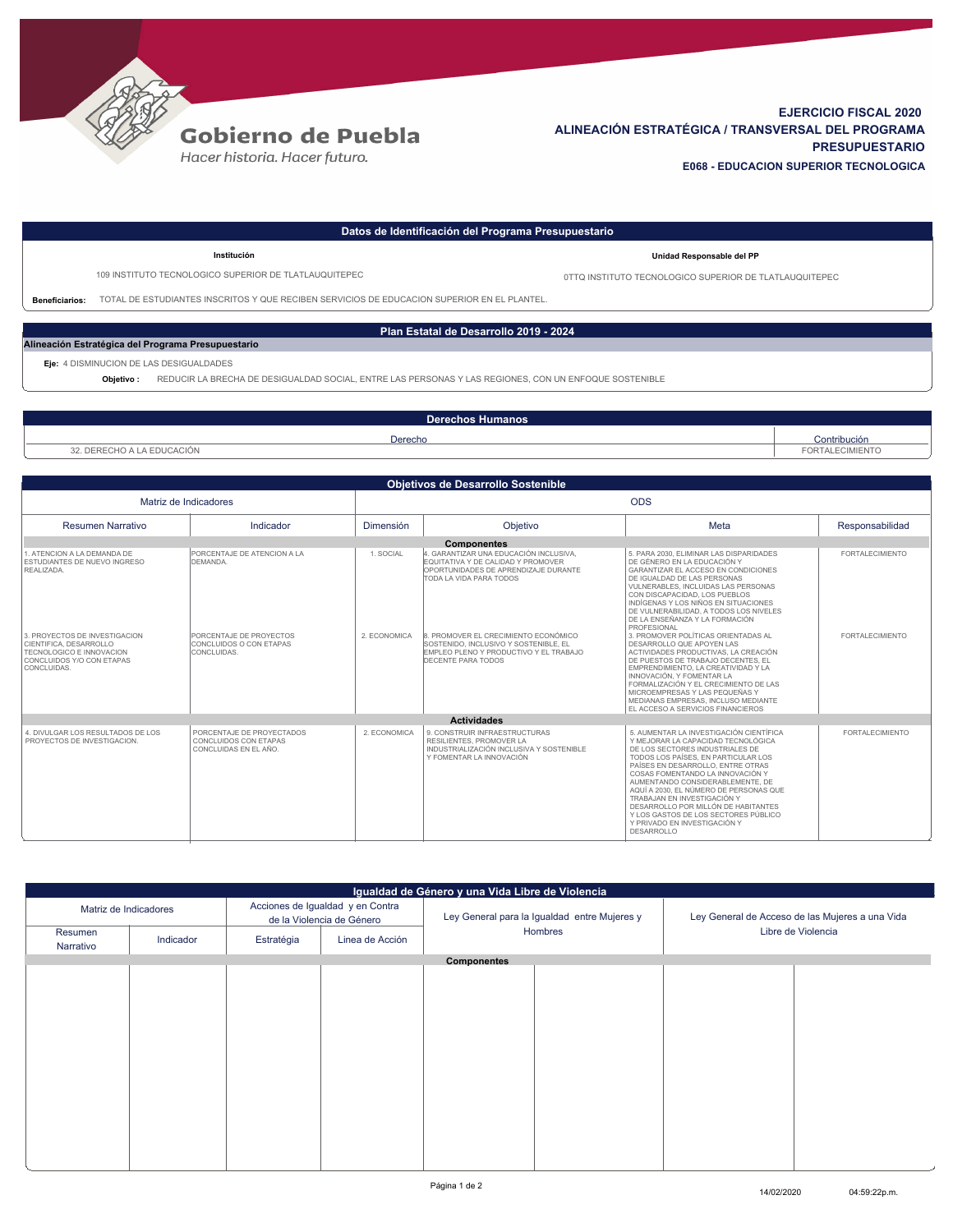Gobierno de Puebla
*Hacer historia. Hacer futuro.*

**EJERCICIO FISCAL 2020**
**ALINEACIÓN ESTRATÉGICA / TRANSVERSAL DEL PROGRAMA PRESUPUESTARIO**
**E068 - EDUCACION SUPERIOR TECNOLOGICA**

## Datos de Identificación del Programa Presupuestario

| Institución | Unidad Responsable del PP |
|---|---|
| 109 INSTITUTO TECNOLOGICO SUPERIOR DE TLATLAUQUITEPEC | 0TTQ INSTITUTO TECNOLOGICO SUPERIOR DE TLATLAUQUITEPEC |

**Beneficiarios:** TOTAL DE ESTUDIANTES INSCRITOS Y QUE RECIBEN SERVICIOS DE EDUCACION SUPERIOR EN EL PLANTEL.

## Plan Estatal de Desarrollo 2019 - 2024

**Alineación Estratégica del Programa Presupuestario**

**Eje:** 4 DISMINUCION DE LAS DESIGUALDADES

**Objetivo :** REDUCIR LA BRECHA DE DESIGUALDAD SOCIAL, ENTRE LAS PERSONAS Y LAS REGIONES, CON UN ENFOQUE SOSTENIBLE

## Derechos Humanos

| Derecho | Contribución |
|---|---|
| 32. DERECHO A LA EDUCACIÓN | FORTALECIMIENTO |

## Objetivos de Desarrollo Sostenible

| Matriz de Indicadores | | ODS | | | |
|---|---|---|---|---|---|
| Resumen Narrativo | Indicador | Dimensión | Objetivo | Meta | Responsabilidad |
| **Componentes** | | | | | |
| 1. ATENCION A LA DEMANDA DE ESTUDIANTES DE NUEVO INGRESO REALIZADA. | PORCENTAJE DE ATENCION A LA DEMANDA. | 1. SOCIAL | 4. GARANTIZAR UNA EDUCACIÓN INCLUSIVA, EQUITATIVA Y DE CALIDAD Y PROMOVER OPORTUNIDADES DE APRENDIZAJE DURANTE TODA LA VIDA PARA TODOS | 5. PARA 2030, ELIMINAR LAS DISPARIDADES DE GÉNERO EN LA EDUCACIÓN Y GARANTIZAR EL ACCESO EN CONDICIONES DE IGUALDAD DE LAS PERSONAS VULNERABLES, INCLUIDAS LAS PERSONAS CON DISCAPACIDAD, LOS PUEBLOS INDÍGENAS Y LOS NIÑOS EN SITUACIONES DE VULNERABILIDAD, A TODOS LOS NIVELES DE LA ENSEÑANZA Y LA FORMACIÓN PROFESIONAL | FORTALECIMIENTO |
| 3. PROYECTOS DE INVESTIGACION CIENTIFICA, DESARROLLO TECNOLOGICO E INNOVACION CONCLUIDOS Y/O CON ETAPAS CONCLUIDAS. | PORCENTAJE DE PROYECTOS CONCLUIDOS O CON ETAPAS CONCLUIDAS. | 2. ECONOMICA | 8. PROMOVER EL CRECIMIENTO ECONÓMICO SOSTENIDO, INCLUSIVO Y SOSTENIBLE, EL EMPLEO PLENO Y PRODUCTIVO Y EL TRABAJO DECENTE PARA TODOS | 3. PROMOVER POLÍTICAS ORIENTADAS AL DESARROLLO QUE APOYEN LAS ACTIVIDADES PRODUCTIVAS, LA CREACIÓN DE PUESTOS DE TRABAJO DECENTES, EL EMPRENDIMIENTO, LA CREATIVIDAD Y LA INNOVACIÓN, Y FOMENTAR LA FORMALIZACIÓN Y EL CRECIMIENTO DE LAS MICROEMPRESAS Y LAS PEQUEÑAS Y MEDIANAS EMPRESAS, INCLUSO MEDIANTE EL ACCESO A SERVICIOS FINANCIEROS | FORTALECIMIENTO |
| **Actividades** | | | | | |
| 4. DIVULGAR LOS RESULTADOS DE LOS PROYECTOS DE INVESTIGACION. | PORCENTAJE DE PROYECTADOS CONCLUIDOS CON ETAPAS CONCLUIDAS EN EL AÑO. | 2. ECONOMICA | 9. CONSTRUIR INFRAESTRUCTURAS RESILIENTES, PROMOVER LA INDUSTRIALIZACIÓN INCLUSIVA Y SOSTENIBLE Y FOMENTAR LA INNOVACIÓN | 5. AUMENTAR LA INVESTIGACIÓN CIENTÍFICA Y MEJORAR LA CAPACIDAD TECNOLÓGICA DE LOS SECTORES INDUSTRIALES DE TODOS LOS PAÍSES, EN PARTICULAR LOS PAÍSES EN DESARROLLO, ENTRE OTRAS COSAS FOMENTANDO LA INNOVACIÓN Y AUMENTANDO CONSIDERABLEMENTE, DE AQUÍ A 2030, EL NÚMERO DE PERSONAS QUE TRABAJAN EN INVESTIGACIÓN Y DESARROLLO POR MILLÓN DE HABITANTES Y LOS GASTOS DE LOS SECTORES PÚBLICO Y PRIVADO EN INVESTIGACIÓN Y DESARROLLO | FORTALECIMIENTO |

## Igualdad de Género y una Vida Libre de Violencia

| Matriz de Indicadores | | Acciones de Igualdad y en Contra de la Violencia de Género | | Ley General para la Igualdad entre Mujeres y Hombres | | Ley General de Acceso de las Mujeres a una Vida Libre de Violencia | |
|---|---|---|---|---|---|---|---|
| Resumen Narrativo | Indicador | Estratégia | Linea de Acción | | | | |
| **Componentes** | | | | | | | |
| | | | | | | | |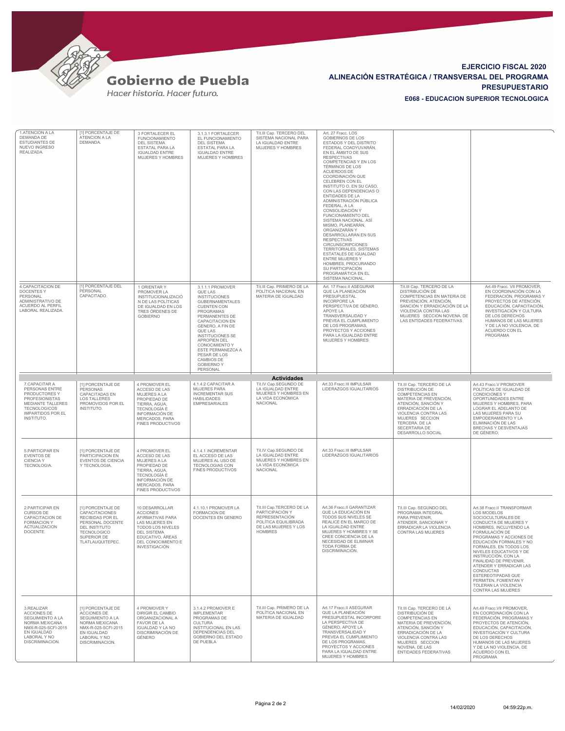**Gobierno de Puebla**
*Hacer historia. Hacer futuro.*

**EJERCICIO FISCAL 2020**
**ALINEACIÓN ESTRATÉGICA / TRANSVERSAL DEL PROGRAMA PRESUPUESTARIO**
**E068 - EDUCACION SUPERIOR TECNOLOGICA**

| | | | | | | | |
|---|---|---|---|---|---|---|---|
| 1.ATENCION A LA DEMANDA DE ESTUDIANTES DE NUEVO INGRESO REALIZADA. | [1] PORCENTAJE DE ATENCION A LA DEMANDA. | 3 FORTALECER EL FUNCIONAMIENTO DEL SISTEMA ESTATAL PARA LA IGUALDAD ENTRE MUJERES Y HOMBRES | 3.1.3.1 FORTALECER EL FUNCIONAMIENTO DEL SISTEMA ESTATAL PARA LA IGUALDAD ENTRE MUJERES Y HOMBRES | Tít.III Cap. TERCERO DEL SISTEMA NACIONAL PARA LA IGUALDAD ENTRE MUJERES Y HOMBRES | Art. 27 Fracc. LOS GOBIERNOS DE LOS ESTADOS Y DEL DISTRITO FEDERAL COADYUVARÁN, EN EL ÁMBITO DE SUS RESPECTIVAS COMPETENCIAS Y EN LOS TÉRMINOS DE LOS ACUERDOS DE COORDINACIÓN QUE CELEBREN CON EL INSTITUTO O, EN SU CASO, CON LAS DEPENDENCIAS O ENTIDADES DE LA ADMINISTRACIÓN PÚBLICA FEDERAL, A LA CONSOLIDACIÓN Y FUNCIONAMIENTO DEL SISTEMA NACIONAL. ASÍ MISMO, PLANEARÁN, ORGANIZARÁN Y DESARROLLARÁN EN SUS RESPECTIVAS CIRCUNSCRIPCIONES TERRITORIALES, SISTEMAS ESTATALES DE IGUALDAD ENTRE MUJERES Y HOMBRES, PROCURANDO SU PARTICIPACIÓN PROGRAMÁTICA EN EL SISTEMA NACIONAL. | | |
| 4.CAPACITACION DE DOCENTES Y PERSONAL ADMINISTRATIVO DE ACUERDO AL PERFIL LABORAL REALIZADA. | [1] PORCENTAJE DEL PERSONAL CAPACITADO. | 1 ORIENTAR Y PROMOVER LA INSTITUCIONALIZACIÓN DE LAS POLÍTICAS DE IGUALDAD EN LOS TRES ÓRDENES DE GOBIERNO | 3.1.1.1 PROMOVER QUE LAS INSTITUCIONES GUBERNAMENTALES CUENTEN CON PROGRAMAS PERMANENTES DE CAPACITACION EN GENERO, A FIN DE QUE LAS INSTITUCIONES SE APROPIEN DEL CONOCIMIENTO Y ESTE PERMANEZCA A PESAR DE LOS CAMBIOS DE GOBIERNO Y PERSONAL | Tít.III Cap. PRIMERO DE LA POLÍTICA NACIONAL EN MATERIA DE IGUALDAD | Art. 17 Fracc.II ASEGURAR QUE LA PLANEACIÓN PRESUPUESTAL INCORPORE LA PERSPECTIVA DE GÉNERO, APOYE LA TRANSVERSALIDAD Y PREVEA EL CUMPLIMIENTO DE LOS PROGRAMAS, PROYECTOS Y ACCIONES PARA LA IGUALDAD ENTRE MUJERES Y HOMBRES | Tít.III Cap. TERCERO DE LA DISTRIBUCIÓN DE COMPETENCIAS EN MATERIA DE PREVENCIÓN, ATENCIÓN, SANCIÓN Y ERRADICACIÓN DE LA VIOLENCIA CONTRA LAS MUJERES SECCION NOVENA. DE LAS ENTIDADES FEDERATIVAS | Art.49 Fracc. VII PROMOVER, EN COORDINACIÓN CON LA FEDERACIÓN, PROGRAMAS Y PROYECTOS DE ATENCIÓN, EDUCACIÓN, CAPACITACIÓN, INVESTIGACIÓN Y CULTURA DE LOS DERECHOS HUMANOS DE LAS MUJERES Y DE LA NO VIOLENCIA, DE ACUERDO CON EL PROGRAMA |
| **Actividades** | | | | | | | |
| 7.CAPACITAR A PERSONAS ENTRE PRODUCTORES Y PROFESIONISTAS MEDIANTE TALLERES TECNOLOGICOS IMPARTIDOS POR EL INSTITUTO. | [1] PORCENTAJE DE PERSONAS CAPACITADAS EN LOS TALLERES PROMOVIDOS POR EL INSTITUTO. | 4 PROMOVER EL ACCESO DE LAS MUJERES A LA PROPIEDAD DE TIERRA, AGUA, TECNOLOGÍA E INFORMACIÓN DE MERCADOS, PARA FINES PRODUCTIVOS | 4.1.4.2 CAPACITAR A MUJERES PARA INCREMENTAR SUS HABILIDADES EMPRESARIALES | Tít.IV Cap.SEGUNDO DE LA IGUALDAD ENTRE MUJERES Y HOMBRES EN LA VIDA ECONÓMICA NACIONAL | Art.33 Fracc.III IMPULSAR LIDERAZGOS IGUALITARIOS | Tít.III Cap. TERCERO DE LA DISTRIBUCIÓN DE COMPETENCIAS EN MATERIA DE PREVENCIÓN, ATENCIÓN, SANCIÓN Y ERRADICACIÓN DE LA VIOLENCIA CONTRA LAS MUJERES SECCION TERCERA. DE LA SECERTARIA DE DESARROLLO SOCIAL | Art.43 Fracc.V PROMOVER POLÍTICAS DE IGUALDAD DE CONDICIONES Y OPORTUNIDADES ENTRE MUJERES Y HOMBRES, PARA LOGRAR EL ADELANTO DE LAS MUJERES PARA SU EMPODERAMIENTO Y LA ELIMINACIÓN DE LAS BRECHAS Y DESVENTAJAS DE GÉNERO; |
| 5.PARTICIPAR EN EVENTOS DE CIENCIA Y TECNOLOGIA. | [1] PORCENTAJE DE PARTICIPACION EN EVENTOS DE CIENCIA Y TECNOLOGIA. | 4 PROMOVER EL ACCESO DE LAS MUJERES A LA PROPIEDAD DE TIERRA, AGUA, TECNOLOGÍA E INFORMACIÓN DE MERCADOS, PARA FINES PRODUCTIVOS | 4.1.4.1 INCREMENTAR EL ACCESO DE LAS MUJERES AL USO DE TECNOLOGIAS CON FINES PRODUCTIVOS | Tít.IV Cap.SEGUNDO DE LA IGUALDAD ENTRE MUJERES Y HOMBRES EN LA VIDA ECONÓMICA NACIONAL | Art.33 Fracc.III IMPULSAR LIDERAZGOS IGUALITARIOS | | |
| 2.PARTICIPAR EN CURSOS DE CAPACITACION DE FORMACION Y ACTUALIZACION DOCENTE. | [1] PORCENTAJE DE CAPACITACIONES RECIBIDAS POR EL PERSONAL DOCENTE DEL INSTITUTO TECNOLOGICO SUPERIOR DE TLATLAUQUITEPEC. | 10 DESARROLLAR ACCIONES AFIRMATIVAS PARA LAS MUJERES EN TODOS LOS NIVELES DEL SISTEMA EDUCATIVO, ÁREAS DEL CONOCIMIENTO E INVESTIGACIÓN | 4.1.10.1 PROMOVER LA FORMACION DE DOCENTES EN GENERO | Tít.III Cap.TERCERO DE LA PARTICIPACIÓN Y REPRESENTACIÓN POLÍTICA EQUILIBRADA DE LAS MUJERES Y LOS HOMBRES | Art.36 Fracc.II GARANTIZAR QUE LA EDUCACIÓN EN TODOS SUS NIVELES SE REALICE EN EL MARCO DE LA IGUALDAD ENTRE MUJERES Y HOMBRES Y SE CREE CONCIENCIA DE LA NECESIDAD DE ELIMINAR TODA FORMA DE DISCRIMINACIÓN. | Tít.III Cap. SEGUNDO DEL PROGRAMA INTEGRAL PARA PREVENIR, ATENDER, SANCIONAR Y ERRADICAR LA VIOLENCIA CONTRA LAS MUJERES | Art.38 Fracc.II TRANSFORMAR LOS MODELOS SOCIOCULTURALES DE CONDUCTA DE MUJERES Y HOMBRES, INCLUYENDO LA FORMULACIÓN DE PROGRAMAS Y ACCIONES DE EDUCACIÓN FORMALES Y NO FORMALES, EN TODOS LOS NIVELES EDUCATIVOS Y DE INSTRUCCIÓN, CON LA FINALIDAD DE PREVENIR, ATENDER Y ERRADICAR LAS CONDUCTAS ESTEREOTIPADAS QUE PERMITEN, FOMENTAN Y TOLERAN LA VIOLENCIA CONTRA LAS MUJERES |
| 3.REALIZAR ACCIONES DE SEGUIMIENTO A LA NORMA MEXICANA NMX-R-025-SCFI-2015 EN IGUALDAD LABORAL Y NO DISCRIMINACION. | [1] PORCENTAJE DE ACCIONES DE SEGUIMIENTO A LA NORMA MEXICANA NMX-R-025-SCFI-2015 EN IGUALDAD LABORAL Y NO DISCRIMINACION. | 4 PROMOVER Y DIRIGIR EL CAMBIO ORGANIZACIONAL A FAVOR DE LA IGUALDAD Y LA NO DISCRIMINACIÓN DE GÉNERO | 3.1.4.2 PROMOVER E IMPLEMENTAR PROGRAMAS DE CULTURA INSTITUCIONAL EN LAS DEPENDENCIAS DEL GOBIERNO DEL ESTADO DE PUEBLA | Tít.III Cap. PRIMERO DE LA POLÍTICA NACIONAL EN MATERIA DE IGUALDAD | Art.17 Fracc.II ASEGURAR QUE LA PLANEACIÓN PRESUPUESTAL INCORPORE LA PERSPECTIVA DE GÉNERO, APOYE LA TRANSVERSALIDAD Y PREVEA EL CUMPLIMIENTO DE LOS PROGRAMAS, PROYECTOS Y ACCIONES PARA LA IGUALDAD ENTRE MUJERES Y HOMBRES | Tít.III Cap. TERCERO DE LA DISTRIBUCIÓN DE COMPETENCIAS EN MATERIA DE PREVENCIÓN, ATENCIÓN, SANCIÓN Y ERRADICACIÓN DE LA VIOLENCIA CONTRA LAS MUJERES SECCION NOVENA. DE LAS ENTIDADES FEDERATIVAS | Art.49 Fracc.VII PROMOVER, EN COORDINACIÓN CON LA FEDERACIÓN, PROGRAMAS Y PROYECTOS DE ATENCIÓN, EDUCACIÓN, CAPACITACIÓN, INVESTIGACIÓN Y CULTURA DE LOS DERECHOS HUMANOS DE LAS MUJERES Y DE LA NO VIOLENCIA, DE ACUERDO CON EL PROGRAMA |

14/02/2020 04:59:22p.m.